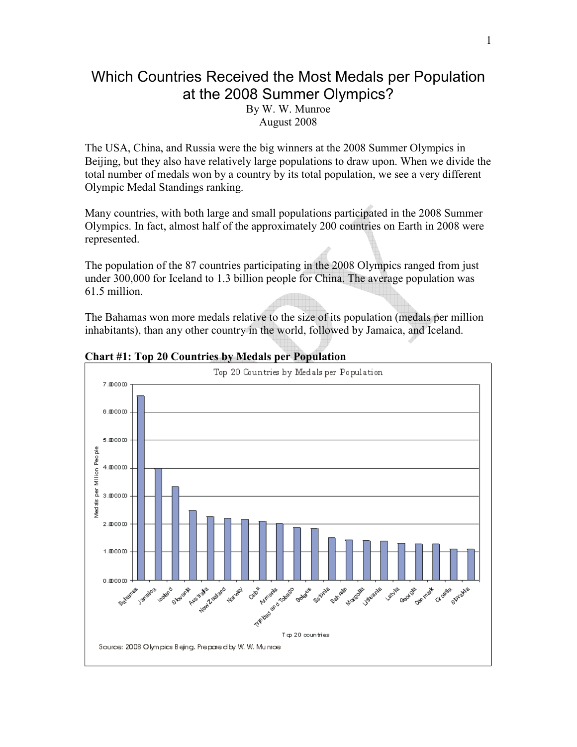# Which Countries Received the Most Medals per Population at the 2008 Summer Olympics?

By W. W. Munroe
August 2008

The USA, China, and Russia were the big winners at the 2008 Summer Olympics in Beijing, but they also have relatively large populations to draw upon. When we divide the total number of medals won by a country by its total population, we see a very different Olympic Medal Standings ranking.

Many countries, with both large and small populations participated in the 2008 Summer Olympics. In fact, almost half of the approximately 200 countries on Earth in 2008 were represented.

The population of the 87 countries participating in the 2008 Olympics ranged from just under 300,000 for Iceland to 1.3 billion people for China. The average population was 61.5 million.

The Bahamas won more medals relative to the size of its population (medals per million inhabitants), than any other country in the world, followed by Jamaica, and Iceland.

**Chart #1: Top 20 Countries by Medals per Population**

Top 20 Countries by Medals per Population

Medals per Million People

Bahamas, Jamaica, Iceland, Slovenia, Australia, New Zealand, Norway, Cuba, Armenia, Trinidad and Tobago, Belarus, Estonia, Bahrain, Mongolia, Lithuania, Latvia, Georgia, Denmark, Croatia, Slovakia

Top 20 countries

Source: 2008 Olympics Beijing. Prepared by W. W. Munroe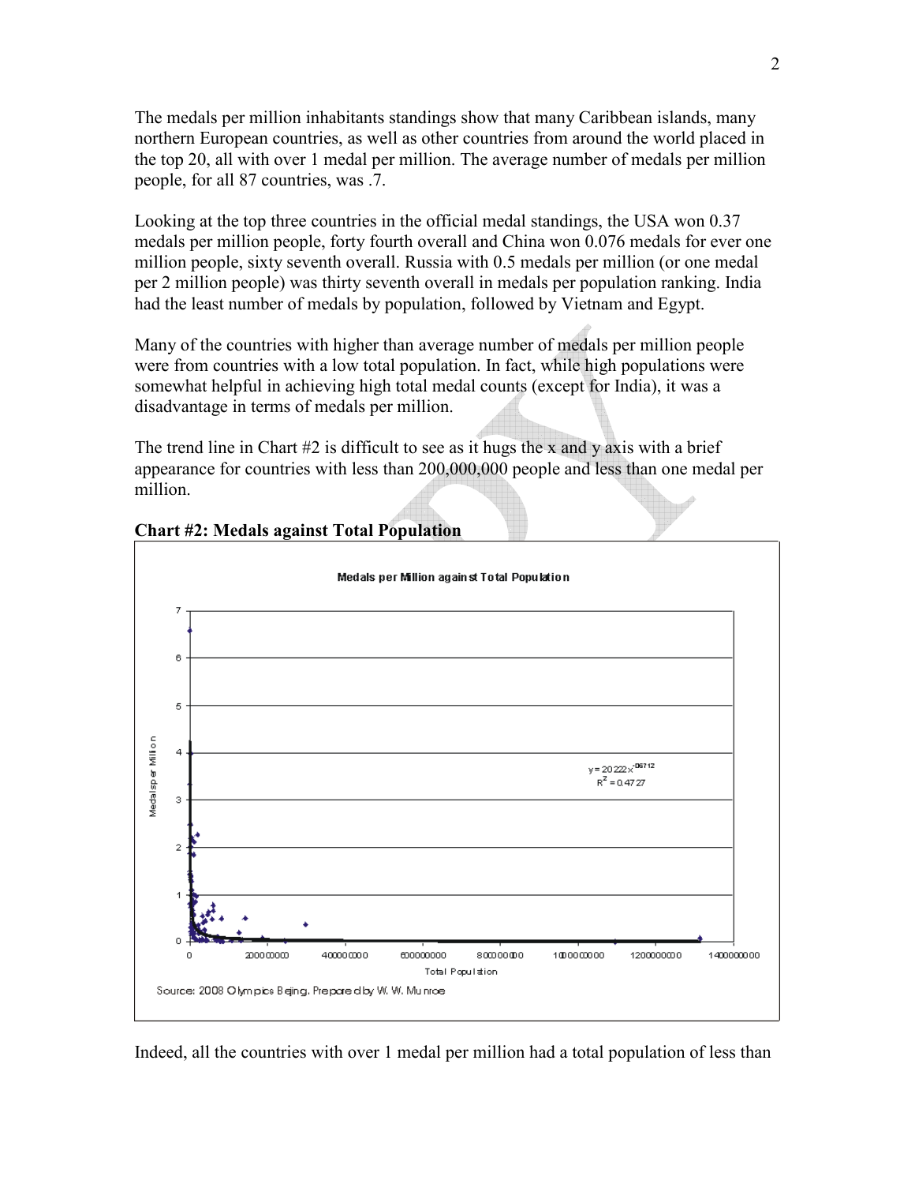The medals per million inhabitants standings show that many Caribbean islands, many northern European countries, as well as other countries from around the world placed in the top 20, all with over 1 medal per million. The average number of medals per million people, for all 87 countries, was .7.

Looking at the top three countries in the official medal standings, the USA won 0.37 medals per million people, forty fourth overall and China won 0.076 medals for ever one million people, sixty seventh overall. Russia with 0.5 medals per million (or one medal per 2 million people) was thirty seventh overall in medals per population ranking. India had the least number of medals by population, followed by Vietnam and Egypt.

Many of the countries with higher than average number of medals per million people were from countries with a low total population. In fact, while high populations were somewhat helpful in achieving high total medal counts (except for India), it was a disadvantage in terms of medals per million.

The trend line in Chart #2 is difficult to see as it hugs the x and y axis with a brief appearance for countries with less than 200,000,000 people and less than one medal per million.

**Chart #2: Medals against Total Population**

Medals per Million against Total Population

$y = 20222x^{-0.6712}$

$R^2 = 0.4727$

Source: 2008 Olympics Beijing. Prepared by W. W. Munroe

Indeed, all the countries with over 1 medal per million had a total population of less than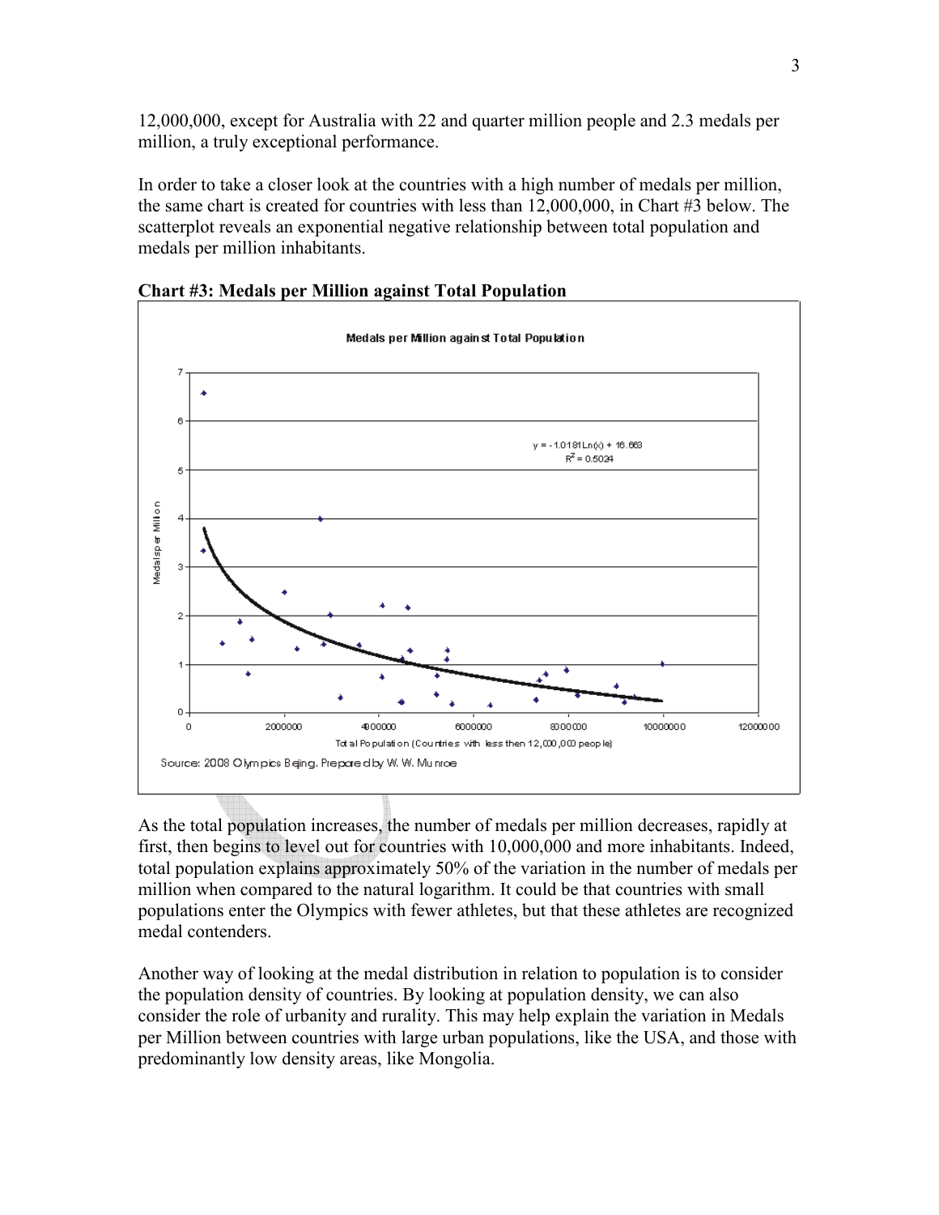12,000,000, except for Australia with 22 and quarter million people and 2.3 medals per million, a truly exceptional performance.

In order to take a closer look at the countries with a high number of medals per million, the same chart is created for countries with less than 12,000,000, in Chart #3 below. The scatterplot reveals an exponential negative relationship between total population and medals per million inhabitants.

**Chart #3: Medals per Million against Total Population**

Medals per Million against Total Population

$y = -1.0181Ln(x) + 16.663$
$R^2 = 0.5024$

Source: 2008 Olympics Bejing. Prepared by W. W. Munroe

As the total population increases, the number of medals per million decreases, rapidly at first, then begins to level out for countries with 10,000,000 and more inhabitants. Indeed, total population explains approximately 50% of the variation in the number of medals per million when compared to the natural logarithm. It could be that countries with small populations enter the Olympics with fewer athletes, but that these athletes are recognized medal contenders.

Another way of looking at the medal distribution in relation to population is to consider the population density of countries. By looking at population density, we can also consider the role of urbanity and rurality. This may help explain the variation in Medals per Million between countries with large urban populations, like the USA, and those with predominantly low density areas, like Mongolia.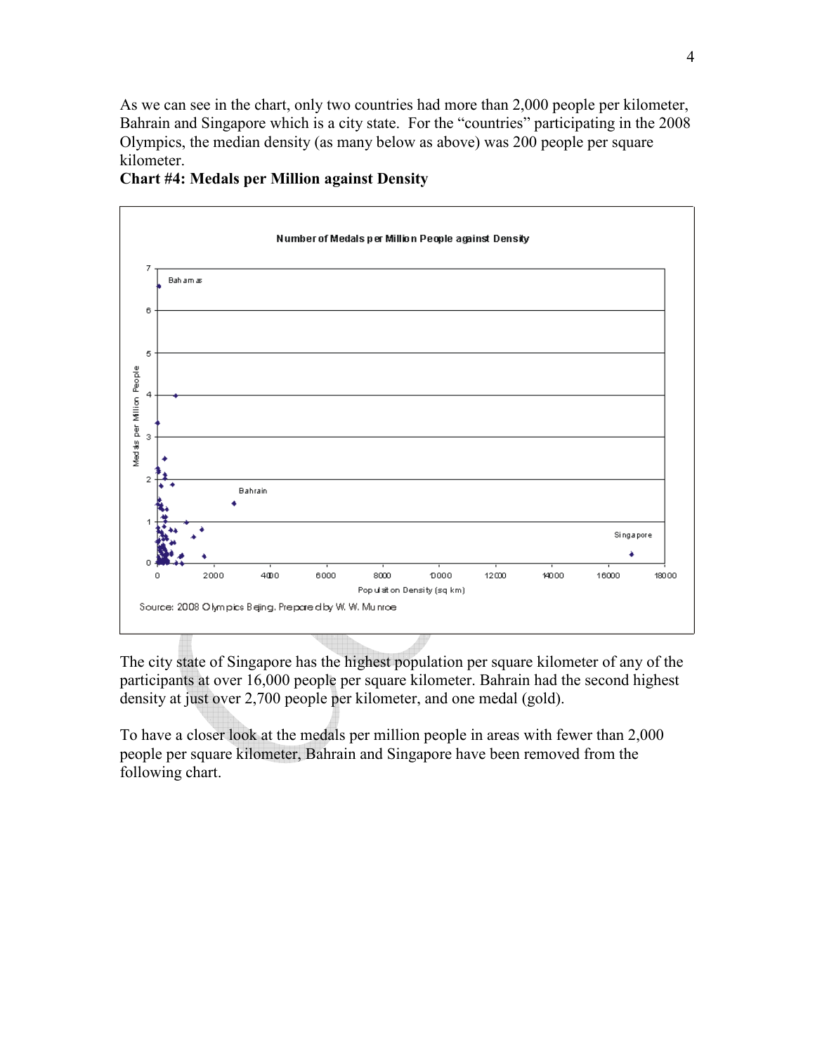As we can see in the chart, only two countries had more than 2,000 people per kilometer, Bahrain and Singapore which is a city state. For the "countries" participating in the 2008 Olympics, the median density (as many below as above) was 200 people per square kilometer.

**Chart #4: Medals per Million against Density**

The city state of Singapore has the highest population per square kilometer of any of the participants at over 16,000 people per square kilometer. Bahrain had the second highest density at just over 2,700 people per kilometer, and one medal (gold).

To have a closer look at the medals per million people in areas with fewer than 2,000 people per square kilometer, Bahrain and Singapore have been removed from the following chart.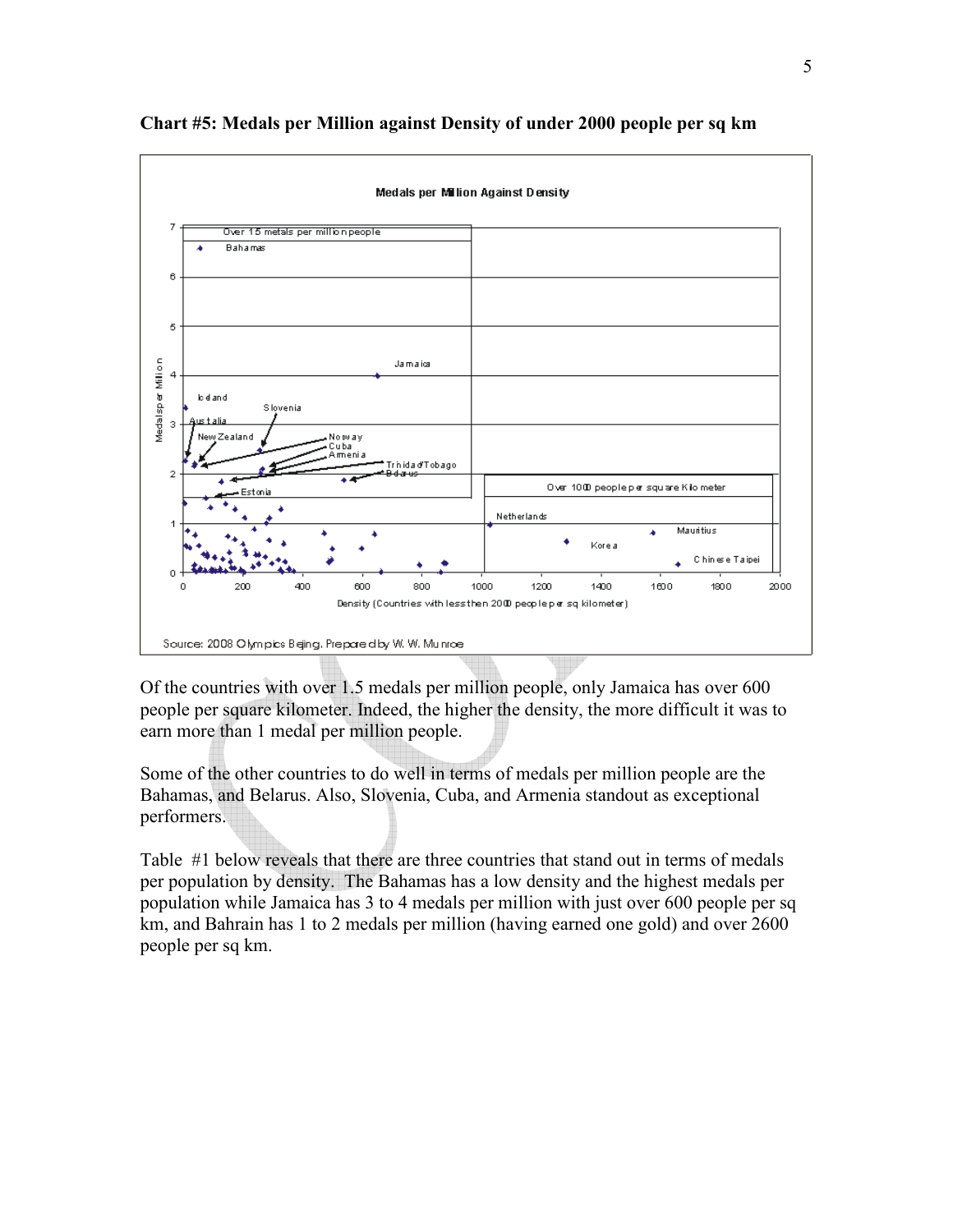**Chart #5: Medals per Million against Density of under 2000 people per sq km**

Of the countries with over 1.5 medals per million people, only Jamaica has over 600 people per square kilometer. Indeed, the higher the density, the more difficult it was to earn more than 1 medal per million people.

Some of the other countries to do well in terms of medals per million people are the Bahamas, and Belarus. Also, Slovenia, Cuba, and Armenia standout as exceptional performers.

Table #1 below reveals that there are three countries that stand out in terms of medals per population by density. The Bahamas has a low density and the highest medals per population while Jamaica has 3 to 4 medals per million with just over 600 people per sq km, and Bahrain has 1 to 2 medals per million (having earned one gold) and over 2600 people per sq km.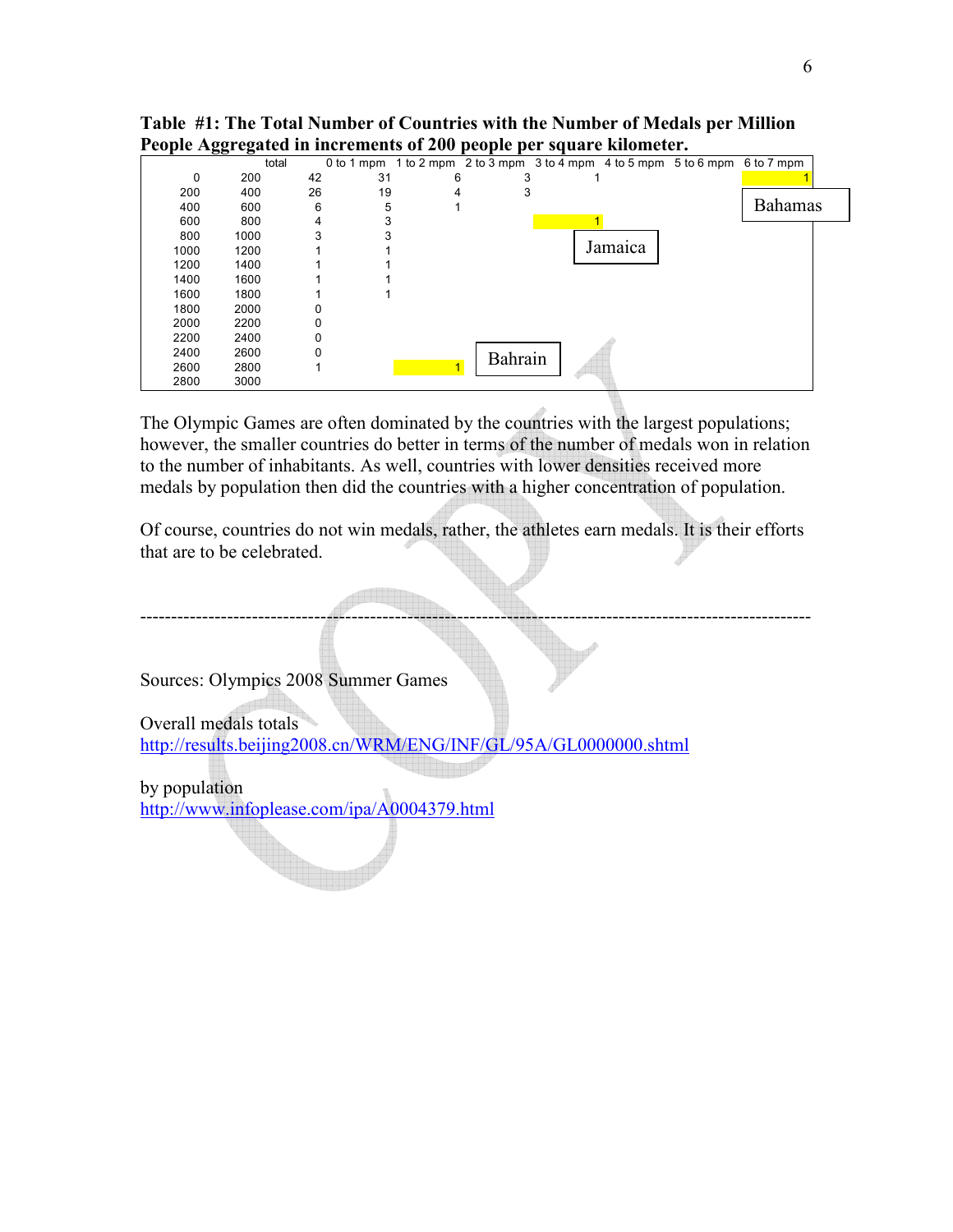**Table #1: The Total Number of Countries with the Number of Medals per Million People Aggregated in increments of 200 people per square kilometer.**

| | | total | 0 to 1 mpm | 1 to 2 mpm | 2 to 3 mpm | 3 to 4 mpm | 4 to 5 mpm | 5 to 6 mpm | 6 to 7 mpm |
|---|---|---|---|---|---|---|---|---|---|
| 0 | 200 | 42 | 31 | 6 | 3 | 1 | | | 1 |
| 200 | 400 | 26 | 19 | 4 | 3 | | | | |
| 400 | 600 | 6 | 5 | 1 | | | | | |
| 600 | 800 | 4 | 3 | | | 1 | | | |
| 800 | 1000 | 3 | 3 | | | | | | |
| 1000 | 1200 | 1 | 1 | | | | | | |
| 1200 | 1400 | 1 | 1 | | | | | | |
| 1400 | 1600 | 1 | 1 | | | | | | |
| 1600 | 1800 | 1 | 1 | | | | | | |
| 1800 | 2000 | 0 | | | | | | | |
| 2000 | 2200 | 0 | | | | | | | |
| 2200 | 2400 | 0 | | | | | | | |
| 2400 | 2600 | 0 | | | | | | | |
| 2600 | 2800 | 1 | | 1 | | | | | |
| 2800 | 3000 | | | | | | | | |

Bahamas

Jamaica

Bahrain

The Olympic Games are often dominated by the countries with the largest populations; however, the smaller countries do better in terms of the number of medals won in relation to the number of inhabitants. As well, countries with lower densities received more medals by population then did the countries with a higher concentration of population.

Of course, countries do not win medals, rather, the athletes earn medals. It is their efforts that are to be celebrated.

---

Sources: Olympics 2008 Summer Games

Overall medals totals
http://results.beijing2008.cn/WRM/ENG/INF/GL/95A/GL0000000.shtml

by population
http://www.infoplease.com/ipa/A0004379.html